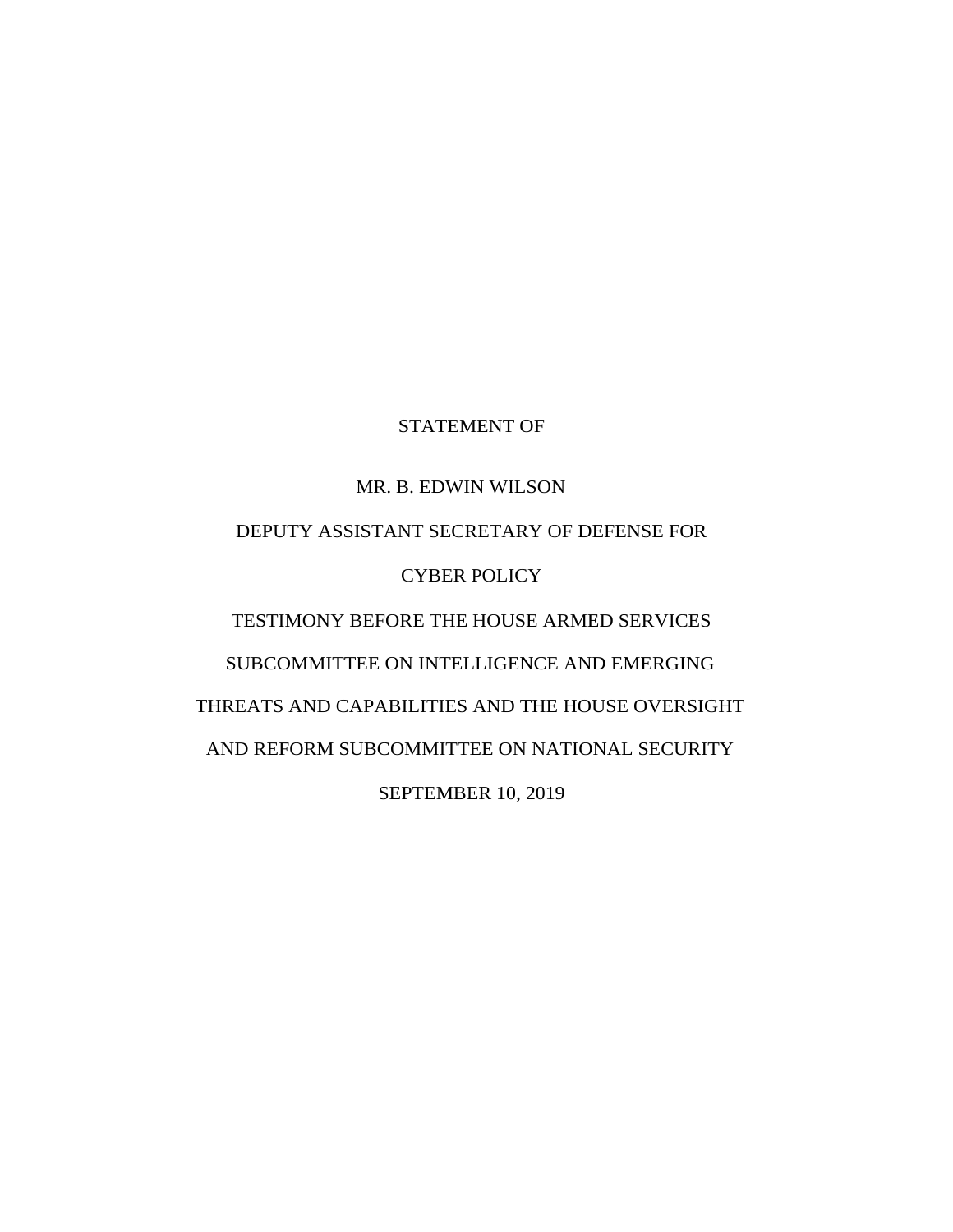STATEMENT OF

MR. B. EDWIN WILSON

DEPUTY ASSISTANT SECRETARY OF DEFENSE FOR

CYBER POLICY

TESTIMONY BEFORE THE HOUSE ARMED SERVICES

SUBCOMMITTEE ON INTELLIGENCE AND EMERGING

THREATS AND CAPABILITIES AND THE HOUSE OVERSIGHT

AND REFORM SUBCOMMITTEE ON NATIONAL SECURITY

SEPTEMBER 10, 2019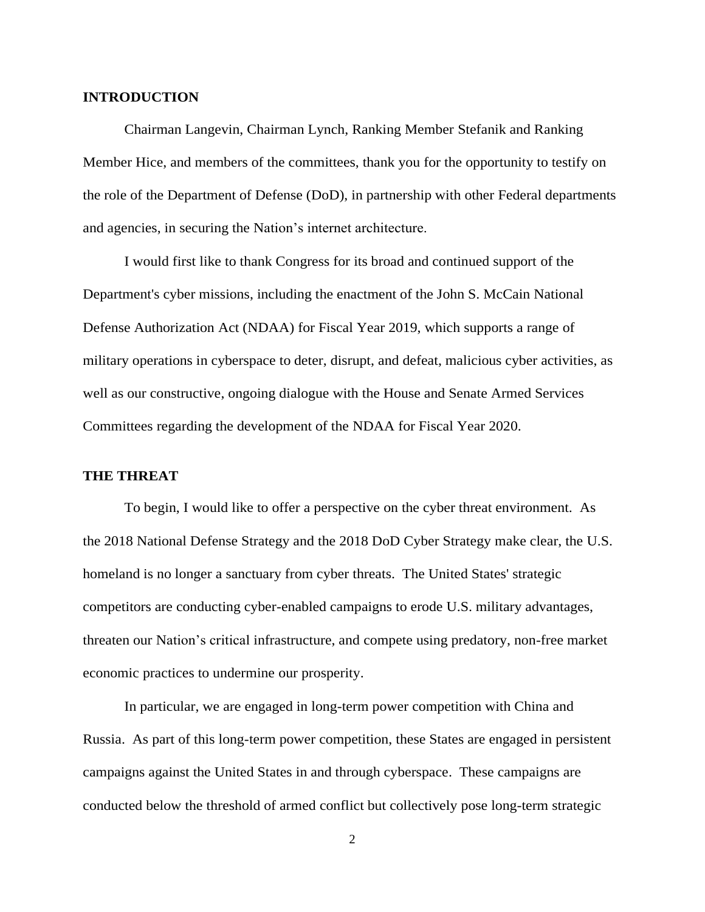## INTRODUCTION

Chairman Langevin, Chairman Lynch, Ranking Member Stefanik and Ranking Member Hice, and members of the committees, thank you for the opportunity to testify on the role of the Department of Defense (DoD), in partnership with other Federal departments and agencies, in securing the Nation's internet architecture.

I would first like to thank Congress for its broad and continued support of the Department's cyber missions, including the enactment of the John S. McCain National Defense Authorization Act (NDAA) for Fiscal Year 2019, which supports a range of military operations in cyberspace to deter, disrupt, and defeat, malicious cyber activities, as well as our constructive, ongoing dialogue with the House and Senate Armed Services Committees regarding the development of the NDAA for Fiscal Year 2020.

## THE THREAT

To begin, I would like to offer a perspective on the cyber threat environment. As the 2018 National Defense Strategy and the 2018 DoD Cyber Strategy make clear, the U.S. homeland is no longer a sanctuary from cyber threats. The United States' strategic competitors are conducting cyber-enabled campaigns to erode U.S. military advantages, threaten our Nation's critical infrastructure, and compete using predatory, non-free market economic practices to undermine our prosperity.

In particular, we are engaged in long-term power competition with China and Russia. As part of this long-term power competition, these States are engaged in persistent campaigns against the United States in and through cyberspace. These campaigns are conducted below the threshold of armed conflict but collectively pose long-term strategic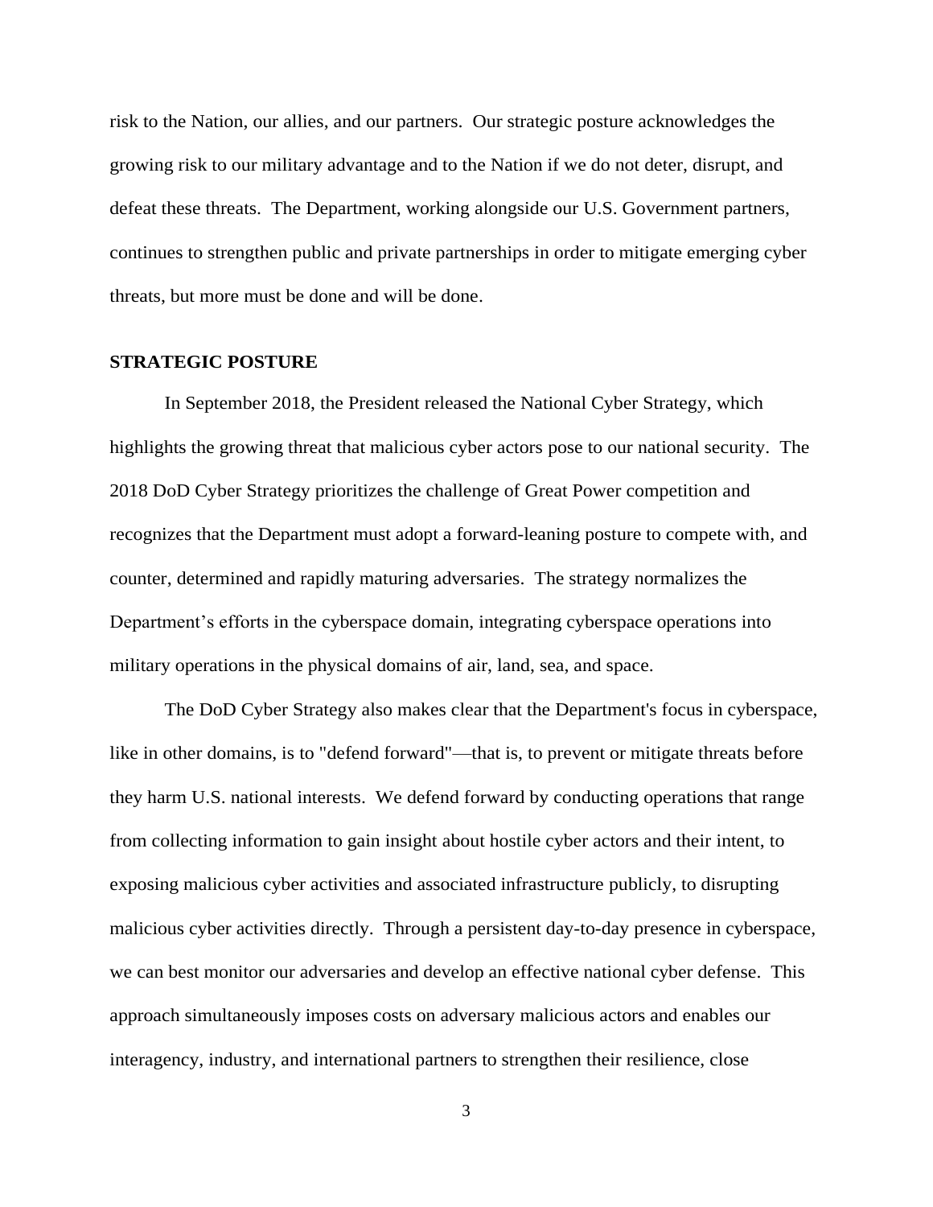risk to the Nation, our allies, and our partners. Our strategic posture acknowledges the growing risk to our military advantage and to the Nation if we do not deter, disrupt, and defeat these threats. The Department, working alongside our U.S. Government partners, continues to strengthen public and private partnerships in order to mitigate emerging cyber threats, but more must be done and will be done.

**STRATEGIC POSTURE**

In September 2018, the President released the National Cyber Strategy, which highlights the growing threat that malicious cyber actors pose to our national security. The 2018 DoD Cyber Strategy prioritizes the challenge of Great Power competition and recognizes that the Department must adopt a forward-leaning posture to compete with, and counter, determined and rapidly maturing adversaries. The strategy normalizes the Department's efforts in the cyberspace domain, integrating cyberspace operations into military operations in the physical domains of air, land, sea, and space.

The DoD Cyber Strategy also makes clear that the Department's focus in cyberspace, like in other domains, is to "defend forward"—that is, to prevent or mitigate threats before they harm U.S. national interests. We defend forward by conducting operations that range from collecting information to gain insight about hostile cyber actors and their intent, to exposing malicious cyber activities and associated infrastructure publicly, to disrupting malicious cyber activities directly. Through a persistent day-to-day presence in cyberspace, we can best monitor our adversaries and develop an effective national cyber defense. This approach simultaneously imposes costs on adversary malicious actors and enables our interagency, industry, and international partners to strengthen their resilience, close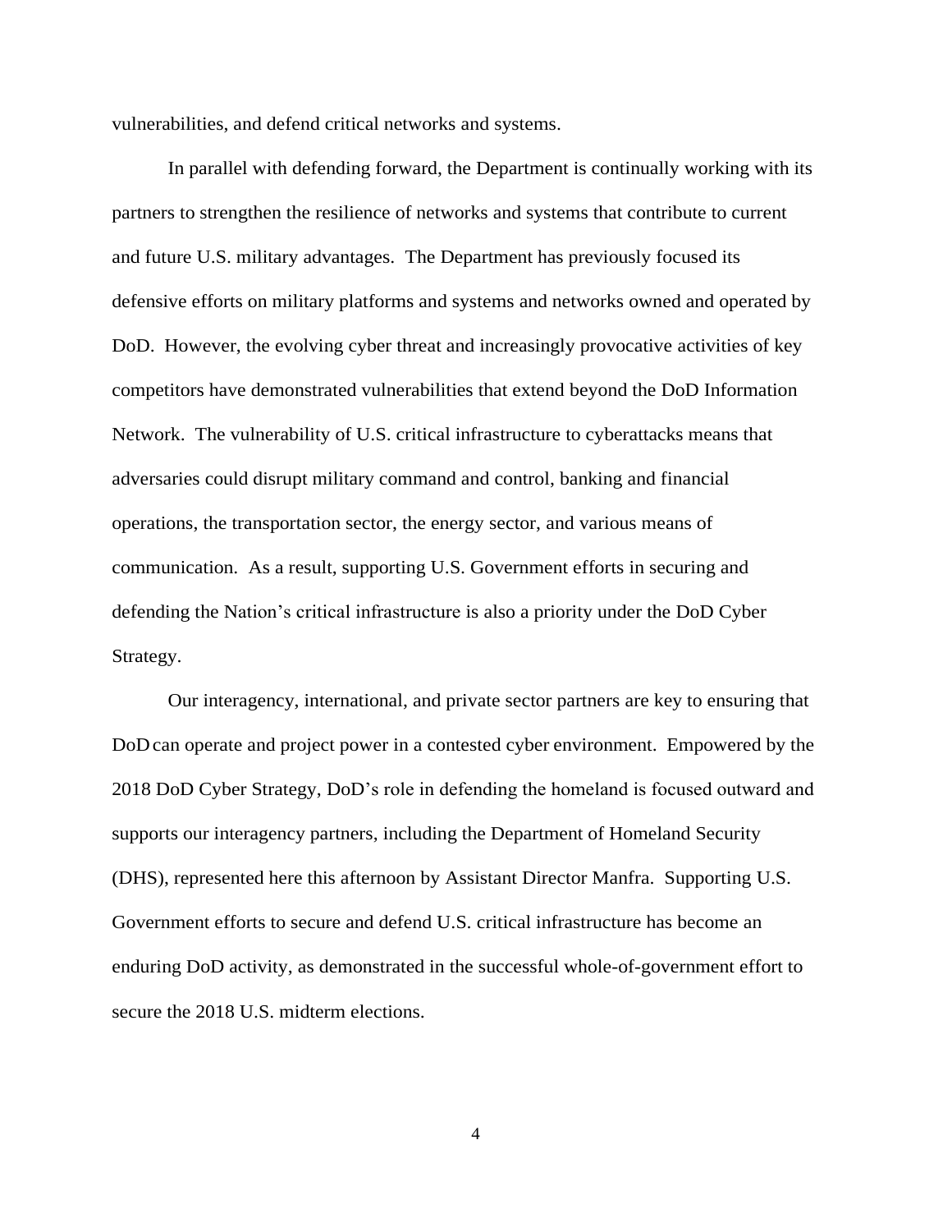vulnerabilities, and defend critical networks and systems.

In parallel with defending forward, the Department is continually working with its partners to strengthen the resilience of networks and systems that contribute to current and future U.S. military advantages. The Department has previously focused its defensive efforts on military platforms and systems and networks owned and operated by DoD. However, the evolving cyber threat and increasingly provocative activities of key competitors have demonstrated vulnerabilities that extend beyond the DoD Information Network. The vulnerability of U.S. critical infrastructure to cyberattacks means that adversaries could disrupt military command and control, banking and financial operations, the transportation sector, the energy sector, and various means of communication. As a result, supporting U.S. Government efforts in securing and defending the Nation's critical infrastructure is also a priority under the DoD Cyber Strategy.

Our interagency, international, and private sector partners are key to ensuring that DoD can operate and project power in a contested cyber environment. Empowered by the 2018 DoD Cyber Strategy, DoD's role in defending the homeland is focused outward and supports our interagency partners, including the Department of Homeland Security (DHS), represented here this afternoon by Assistant Director Manfra. Supporting U.S. Government efforts to secure and defend U.S. critical infrastructure has become an enduring DoD activity, as demonstrated in the successful whole-of-government effort to secure the 2018 U.S. midterm elections.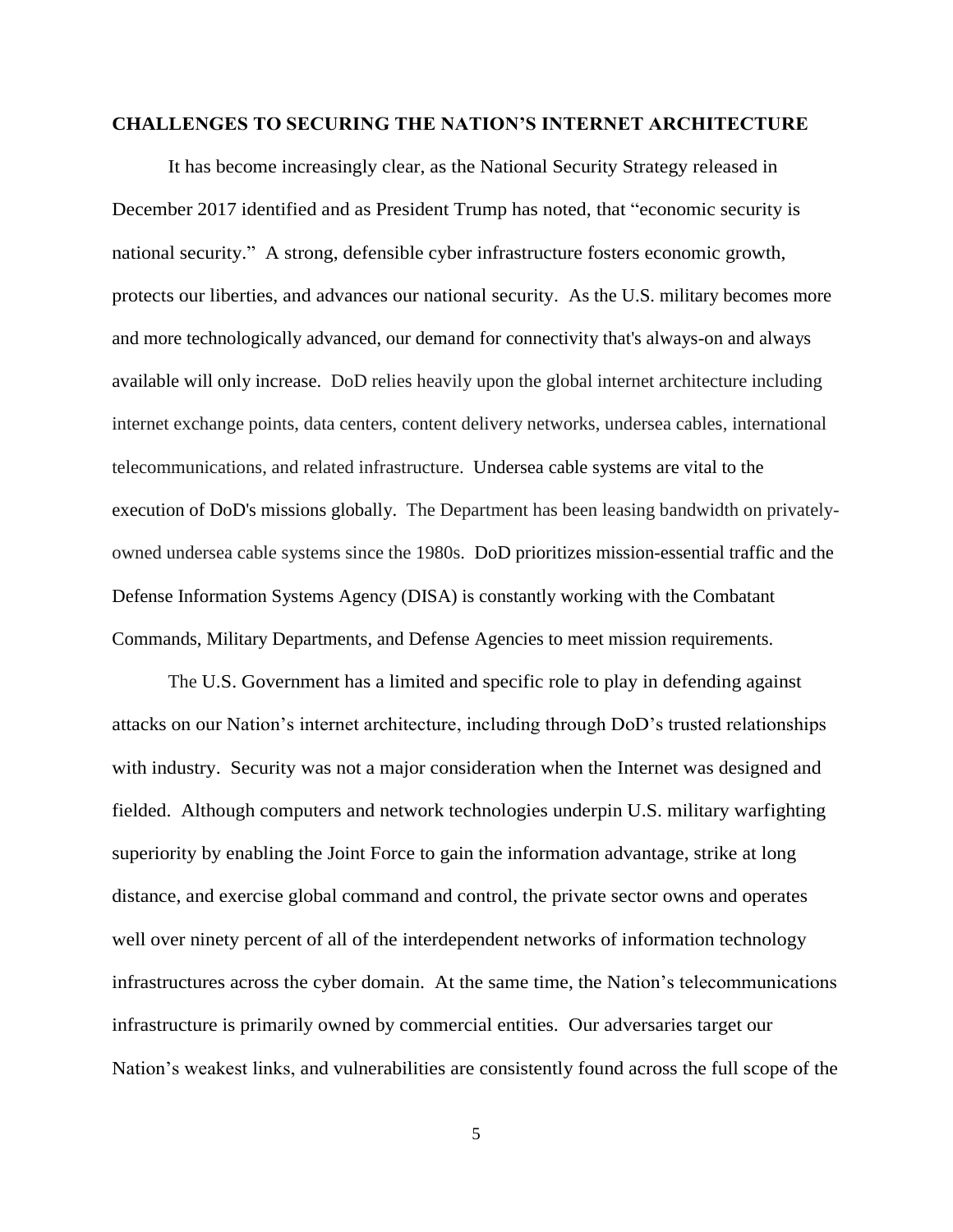## CHALLENGES TO SECURING THE NATION'S INTERNET ARCHITECTURE

It has become increasingly clear, as the National Security Strategy released in December 2017 identified and as President Trump has noted, that "economic security is national security." A strong, defensible cyber infrastructure fosters economic growth, protects our liberties, and advances our national security. As the U.S. military becomes more and more technologically advanced, our demand for connectivity that's always-on and always available will only increase. DoD relies heavily upon the global internet architecture including internet exchange points, data centers, content delivery networks, undersea cables, international telecommunications, and related infrastructure. Undersea cable systems are vital to the execution of DoD's missions globally. The Department has been leasing bandwidth on privately-owned undersea cable systems since the 1980s. DoD prioritizes mission-essential traffic and the Defense Information Systems Agency (DISA) is constantly working with the Combatant Commands, Military Departments, and Defense Agencies to meet mission requirements.

The U.S. Government has a limited and specific role to play in defending against attacks on our Nation's internet architecture, including through DoD's trusted relationships with industry. Security was not a major consideration when the Internet was designed and fielded. Although computers and network technologies underpin U.S. military warfighting superiority by enabling the Joint Force to gain the information advantage, strike at long distance, and exercise global command and control, the private sector owns and operates well over ninety percent of all of the interdependent networks of information technology infrastructures across the cyber domain. At the same time, the Nation's telecommunications infrastructure is primarily owned by commercial entities. Our adversaries target our Nation's weakest links, and vulnerabilities are consistently found across the full scope of the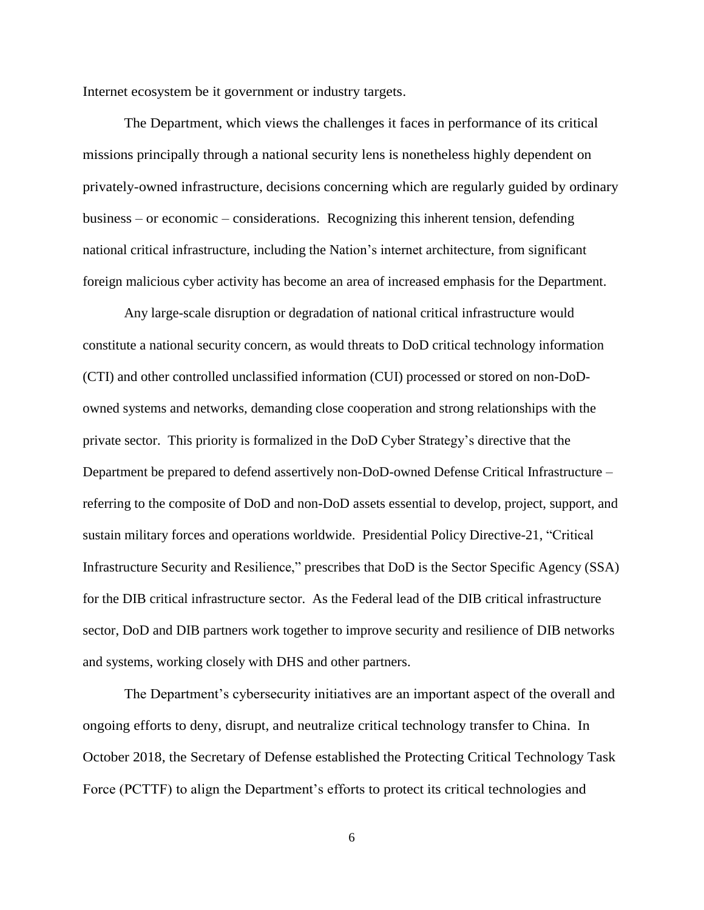Internet ecosystem be it government or industry targets.

The Department, which views the challenges it faces in performance of its critical missions principally through a national security lens is nonetheless highly dependent on privately-owned infrastructure, decisions concerning which are regularly guided by ordinary business – or economic – considerations. Recognizing this inherent tension, defending national critical infrastructure, including the Nation's internet architecture, from significant foreign malicious cyber activity has become an area of increased emphasis for the Department.

Any large-scale disruption or degradation of national critical infrastructure would constitute a national security concern, as would threats to DoD critical technology information (CTI) and other controlled unclassified information (CUI) processed or stored on non-DoD-owned systems and networks, demanding close cooperation and strong relationships with the private sector. This priority is formalized in the DoD Cyber Strategy's directive that the Department be prepared to defend assertively non-DoD-owned Defense Critical Infrastructure – referring to the composite of DoD and non-DoD assets essential to develop, project, support, and sustain military forces and operations worldwide. Presidential Policy Directive-21, "Critical Infrastructure Security and Resilience," prescribes that DoD is the Sector Specific Agency (SSA) for the DIB critical infrastructure sector. As the Federal lead of the DIB critical infrastructure sector, DoD and DIB partners work together to improve security and resilience of DIB networks and systems, working closely with DHS and other partners.

The Department's cybersecurity initiatives are an important aspect of the overall and ongoing efforts to deny, disrupt, and neutralize critical technology transfer to China. In October 2018, the Secretary of Defense established the Protecting Critical Technology Task Force (PCTTF) to align the Department's efforts to protect its critical technologies and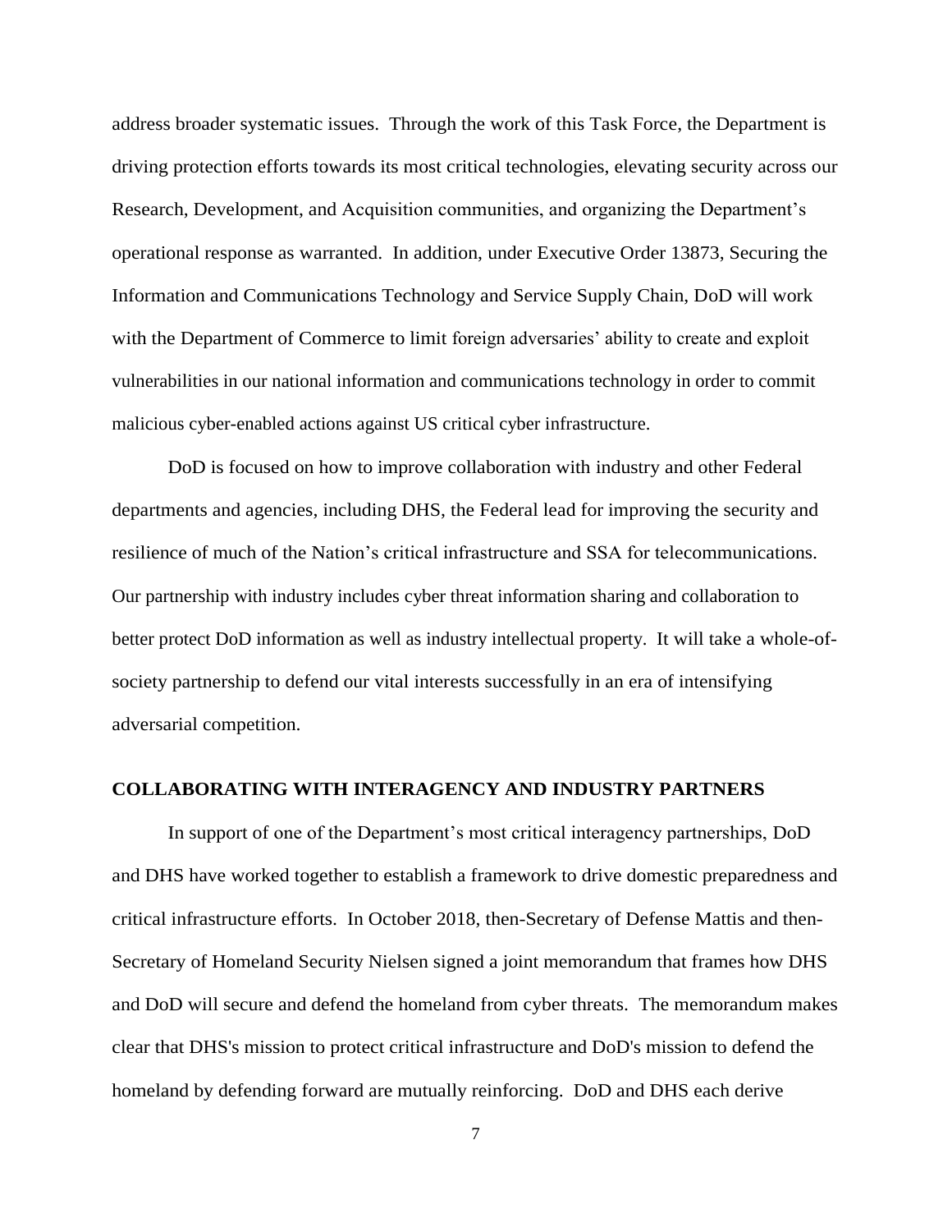address broader systematic issues. Through the work of this Task Force, the Department is driving protection efforts towards its most critical technologies, elevating security across our Research, Development, and Acquisition communities, and organizing the Department's operational response as warranted. In addition, under Executive Order 13873, Securing the Information and Communications Technology and Service Supply Chain, DoD will work with the Department of Commerce to limit foreign adversaries' ability to create and exploit vulnerabilities in our national information and communications technology in order to commit malicious cyber-enabled actions against US critical cyber infrastructure.

DoD is focused on how to improve collaboration with industry and other Federal departments and agencies, including DHS, the Federal lead for improving the security and resilience of much of the Nation's critical infrastructure and SSA for telecommunications. Our partnership with industry includes cyber threat information sharing and collaboration to better protect DoD information as well as industry intellectual property. It will take a whole-of-society partnership to defend our vital interests successfully in an era of intensifying adversarial competition.

## COLLABORATING WITH INTERAGENCY AND INDUSTRY PARTNERS

In support of one of the Department's most critical interagency partnerships, DoD and DHS have worked together to establish a framework to drive domestic preparedness and critical infrastructure efforts. In October 2018, then-Secretary of Defense Mattis and then-Secretary of Homeland Security Nielsen signed a joint memorandum that frames how DHS and DoD will secure and defend the homeland from cyber threats. The memorandum makes clear that DHS's mission to protect critical infrastructure and DoD's mission to defend the homeland by defending forward are mutually reinforcing. DoD and DHS each derive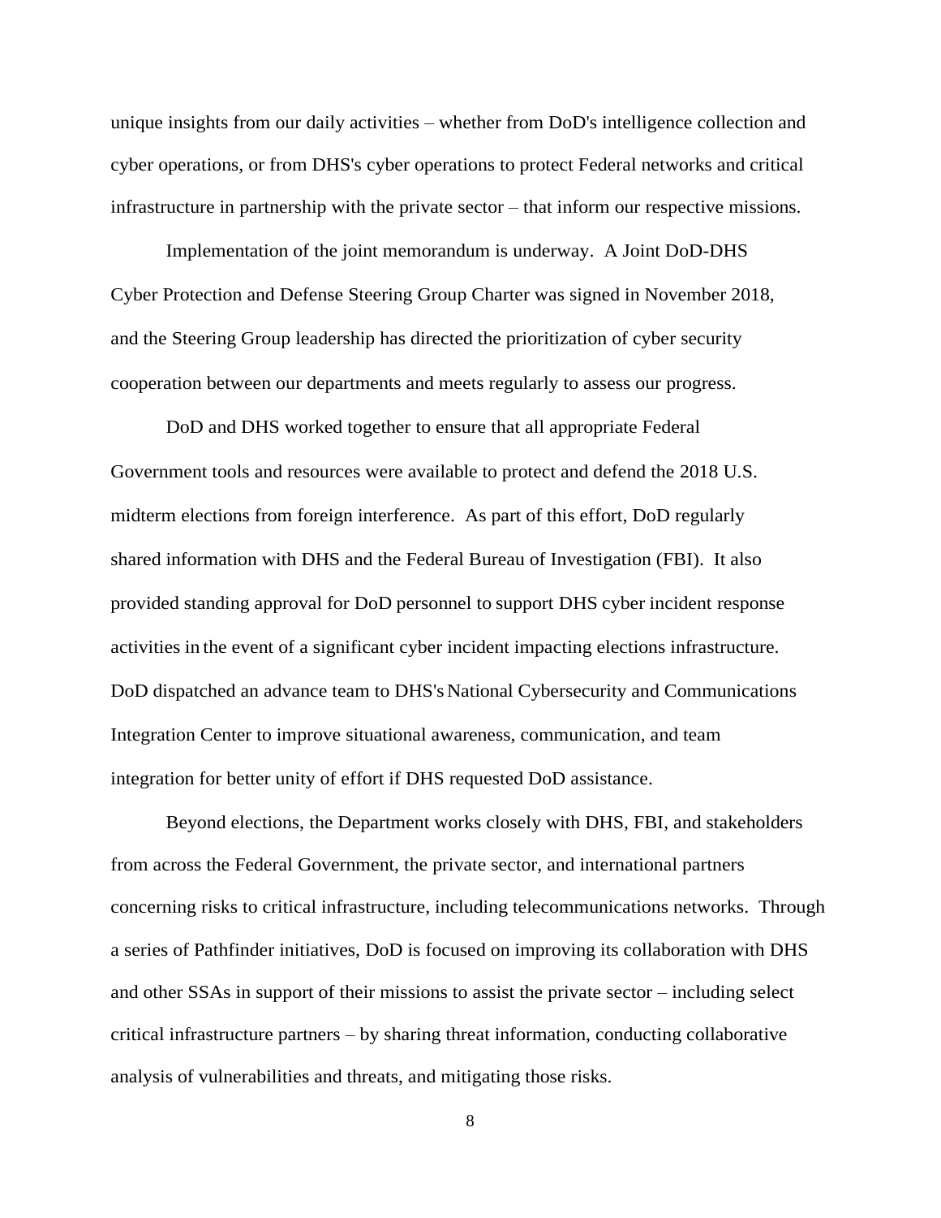unique insights from our daily activities – whether from DoD's intelligence collection and cyber operations, or from DHS's cyber operations to protect Federal networks and critical infrastructure in partnership with the private sector – that inform our respective missions.

Implementation of the joint memorandum is underway. A Joint DoD-DHS Cyber Protection and Defense Steering Group Charter was signed in November 2018, and the Steering Group leadership has directed the prioritization of cyber security cooperation between our departments and meets regularly to assess our progress.

DoD and DHS worked together to ensure that all appropriate Federal Government tools and resources were available to protect and defend the 2018 U.S. midterm elections from foreign interference. As part of this effort, DoD regularly shared information with DHS and the Federal Bureau of Investigation (FBI). It also provided standing approval for DoD personnel to support DHS cyber incident response activities in the event of a significant cyber incident impacting elections infrastructure. DoD dispatched an advance team to DHS's National Cybersecurity and Communications Integration Center to improve situational awareness, communication, and team integration for better unity of effort if DHS requested DoD assistance.

Beyond elections, the Department works closely with DHS, FBI, and stakeholders from across the Federal Government, the private sector, and international partners concerning risks to critical infrastructure, including telecommunications networks. Through a series of Pathfinder initiatives, DoD is focused on improving its collaboration with DHS and other SSAs in support of their missions to assist the private sector – including select critical infrastructure partners – by sharing threat information, conducting collaborative analysis of vulnerabilities and threats, and mitigating those risks.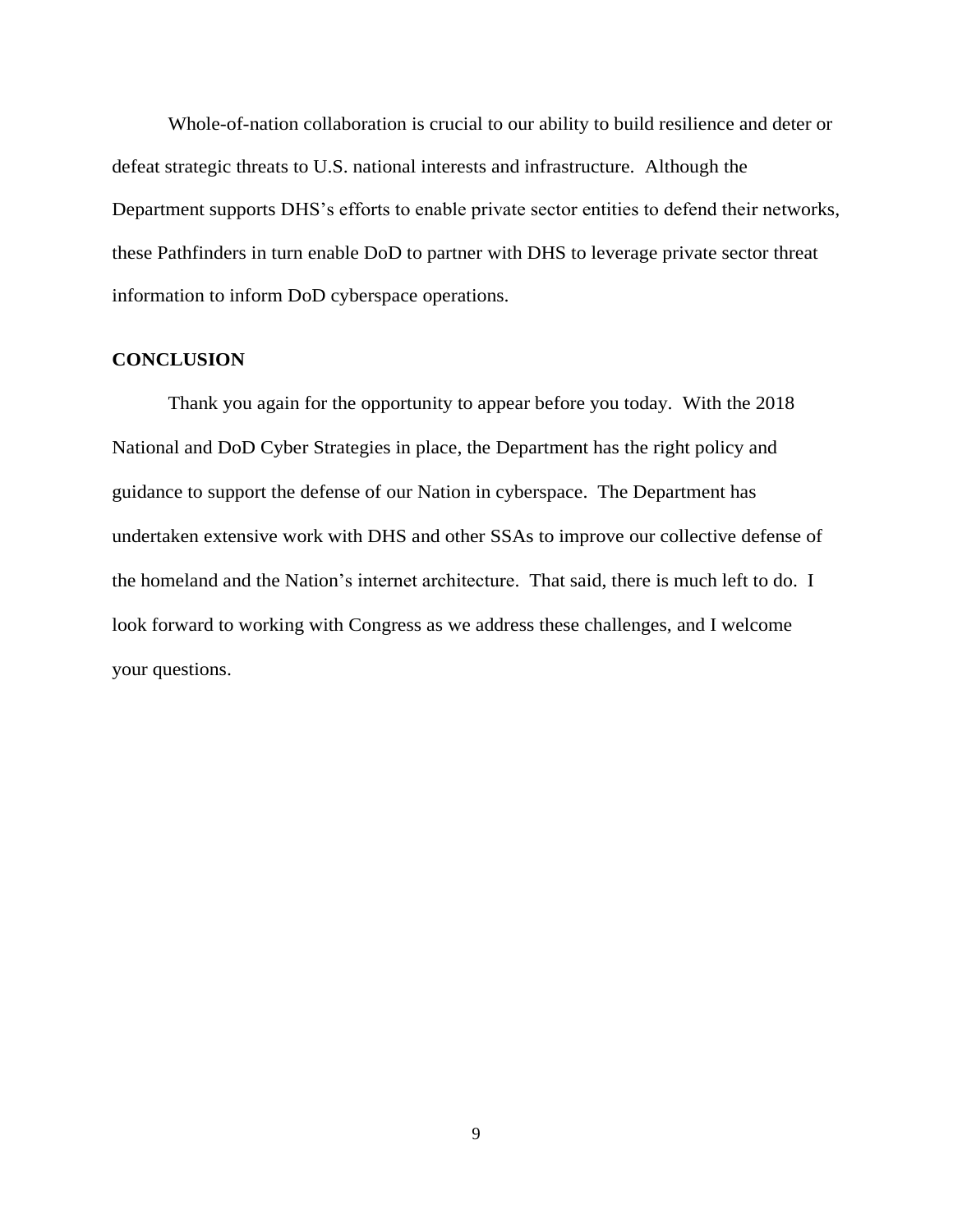Whole-of-nation collaboration is crucial to our ability to build resilience and deter or defeat strategic threats to U.S. national interests and infrastructure. Although the Department supports DHS's efforts to enable private sector entities to defend their networks, these Pathfinders in turn enable DoD to partner with DHS to leverage private sector threat information to inform DoD cyberspace operations.

**CONCLUSION**

Thank you again for the opportunity to appear before you today. With the 2018 National and DoD Cyber Strategies in place, the Department has the right policy and guidance to support the defense of our Nation in cyberspace. The Department has undertaken extensive work with DHS and other SSAs to improve our collective defense of the homeland and the Nation's internet architecture. That said, there is much left to do. I look forward to working with Congress as we address these challenges, and I welcome your questions.